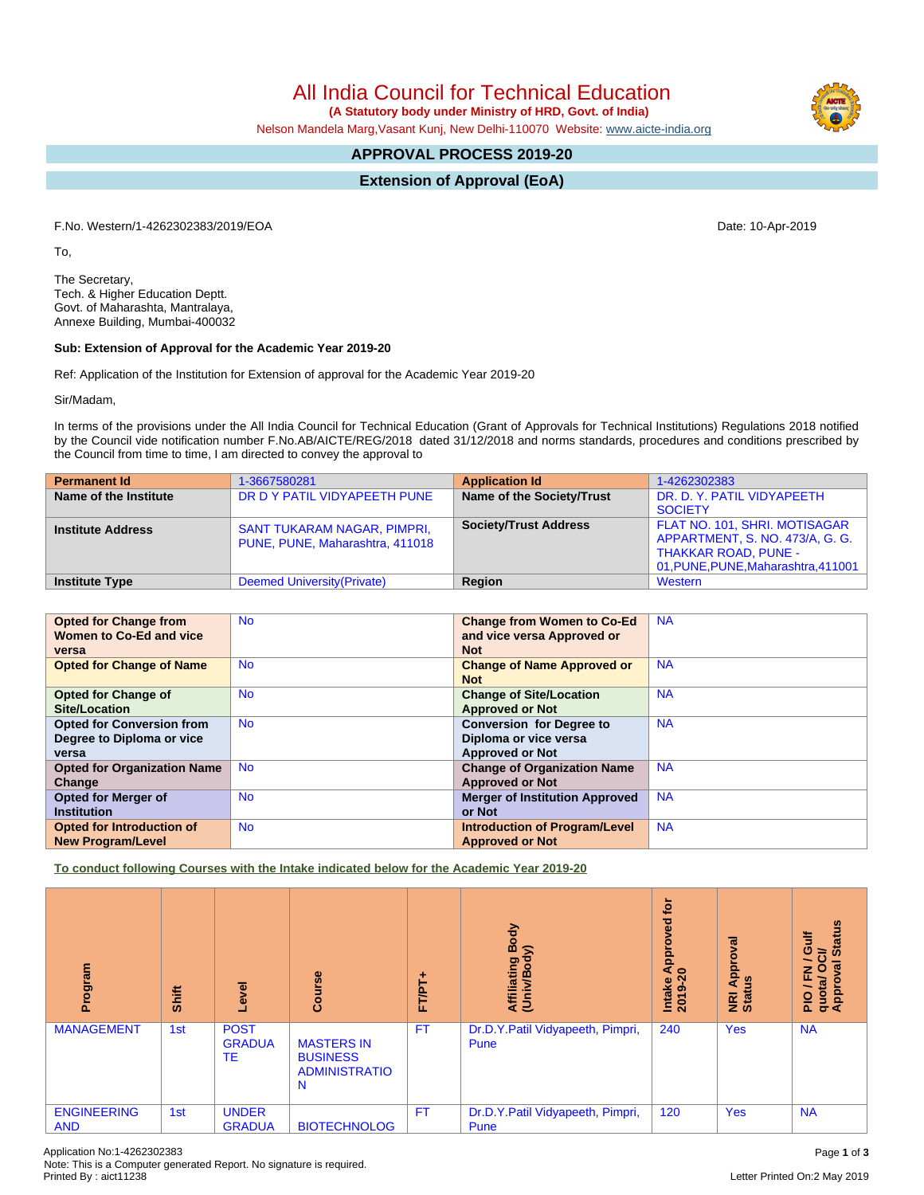# All India Council for Technical Education

**(A Statutory body under Ministry of HRD, Govt. of India)**

Nelson Mandela Marg,Vasant Kunj, New Delhi-110070 Website: www.aicte-india.org

## APPROVAL PROCESS 2019-20

## Extension of Approval (EoA)

F.No. Western/1-4262302383/2019/EOA

Date: 10-Apr-2019

To,

The Secretary,
Tech. & Higher Education Deptt.
Govt. of Maharashta, Mantralaya,
Annexe Building, Mumbai-400032

**Sub: Extension of Approval for the Academic Year 2019-20**

Ref: Application of the Institution for Extension of approval for the Academic Year 2019-20

Sir/Madam,

In terms of the provisions under the All India Council for Technical Education (Grant of Approvals for Technical Institutions) Regulations 2018 notified by the Council vide notification number F.No.AB/AICTE/REG/2018 dated 31/12/2018 and norms standards, procedures and conditions prescribed by the Council from time to time, I am directed to convey the approval to

| **Permanent Id** | 1-3667580281 | **Application Id** | 1-4262302383 |
|---|---|---|---|
| **Name of the Institute** | DR D Y PATIL VIDYAPEETH PUNE | **Name of the Society/Trust** | DR. D. Y. PATIL VIDYAPEETH SOCIETY |
| **Institute Address** | SANT TUKARAM NAGAR, PIMPRI, PUNE, PUNE, Maharashtra, 411018 | **Society/Trust Address** | FLAT NO. 101, SHRI. MOTISAGAR APPARTMENT, S. NO. 473/A, G. G. THAKKAR ROAD, PUNE - 01,PUNE,PUNE,Maharashtra,411001 |
| **Institute Type** | Deemed University(Private) | **Region** | Western |

| **Opted for Change from Women to Co-Ed and vice versa** | No | **Change from Women to Co-Ed and vice versa Approved or Not** | NA |
|---|---|---|---|
| **Opted for Change of Name** | No | **Change of Name Approved or Not** | NA |
| **Opted for Change of Site/Location** | No | **Change of Site/Location Approved or Not** | NA |
| **Opted for Conversion from Degree to Diploma or vice versa** | No | **Conversion for Degree to Diploma or vice versa Approved or Not** | NA |
| **Opted for Organization Name Change** | No | **Change of Organization Name Approved or Not** | NA |
| **Opted for Merger of Institution** | No | **Merger of Institution Approved or Not** | NA |
| **Opted for Introduction of New Program/Level** | No | **Introduction of Program/Level Approved or Not** | NA |

**To conduct following Courses with the Intake indicated below for the Academic Year 2019-20**

| Program | Shift | Level | Course | FT/PT+ | Affiliating Body (Univ/Body) | Intake Approved for 2019-20 | NRI Approval Status | PIO / FN / Gulf quota/ OCI/ Approval Status |
|---|---|---|---|---|---|---|---|---|
| MANAGEMENT | 1st | POST GRADUATE | MASTERS IN BUSINESS ADMINISTRATION | FT | Dr.D.Y.Patil Vidyapeeth, Pimpri, Pune | 240 | Yes | NA |
| ENGINEERING AND | 1st | UNDER GRADUA | BIOTECHNOLOG | FT | Dr.D.Y.Patil Vidyapeeth, Pimpri, Pune | 120 | Yes | NA |

Application No:1-4262302383
Note: This is a Computer generated Report. No signature is required.
Printed By : aict11238

Letter Printed On:2 May 2019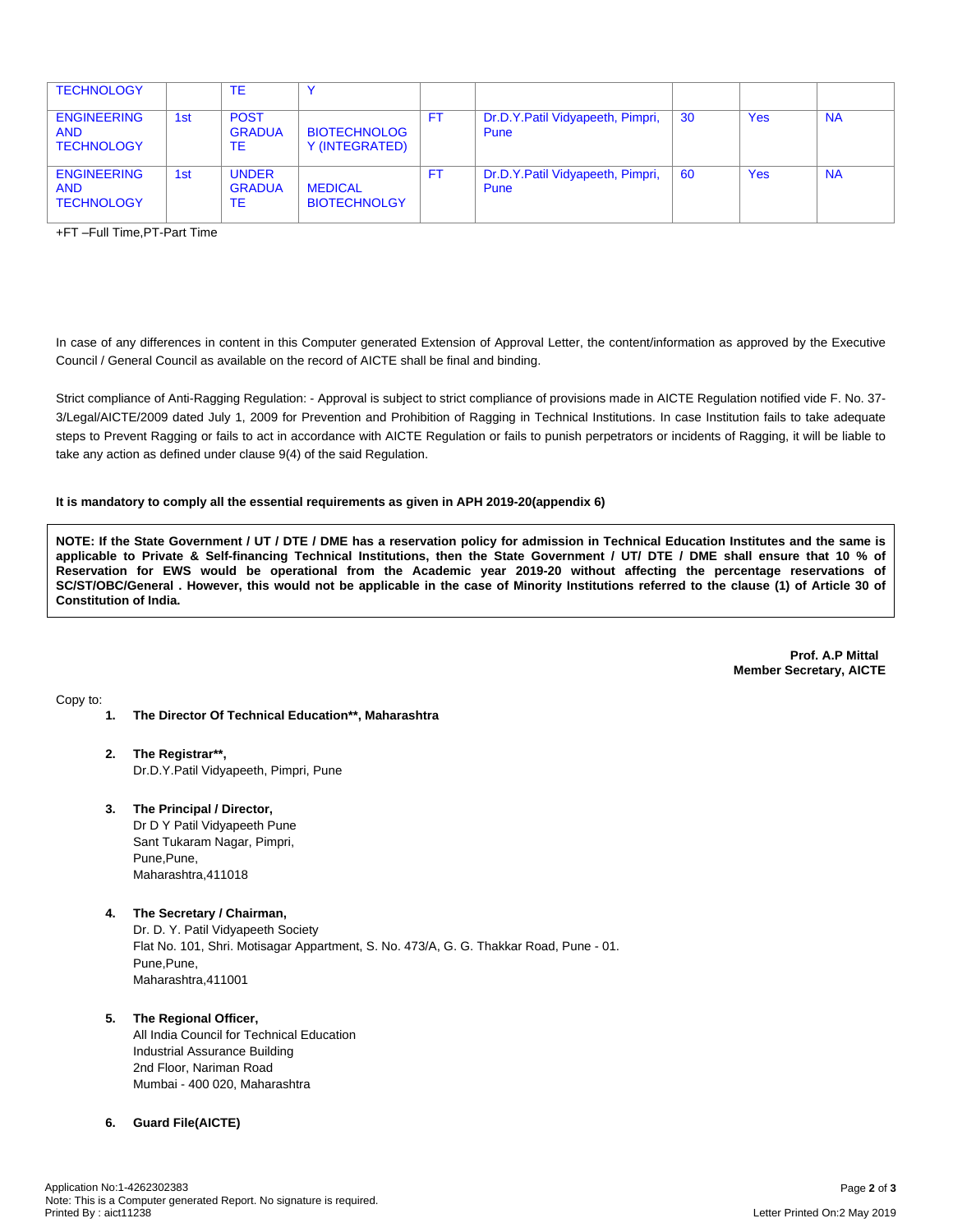| TECHNOLOGY | | TE | Y | | | | | |
|---|---|---|---|---|---|---|---|---|
| ENGINEERING AND TECHNOLOGY | 1st | POST GRADUATE | BIOTECHNOLOGY (INTEGRATED) | FT | Dr.D.Y.Patil Vidyapeeth, Pimpri, Pune | 30 | Yes | NA |
| ENGINEERING AND TECHNOLOGY | 1st | UNDER GRADUATE | MEDICAL BIOTECHNOLGY | FT | Dr.D.Y.Patil Vidyapeeth, Pimpri, Pune | 60 | Yes | NA |

+FT –Full Time,PT-Part Time

In case of any differences in content in this Computer generated Extension of Approval Letter, the content/information as approved by the Executive Council / General Council as available on the record of AICTE shall be final and binding.

Strict compliance of Anti-Ragging Regulation: - Approval is subject to strict compliance of provisions made in AICTE Regulation notified vide F. No. 37-3/Legal/AICTE/2009 dated July 1, 2009 for Prevention and Prohibition of Ragging in Technical Institutions. In case Institution fails to take adequate steps to Prevent Ragging or fails to act in accordance with AICTE Regulation or fails to punish perpetrators or incidents of Ragging, it will be liable to take any action as defined under clause 9(4) of the said Regulation.

**It is mandatory to comply all the essential requirements as given in APH 2019-20(appendix 6)**

**NOTE: If the State Government / UT / DTE / DME has a reservation policy for admission in Technical Education Institutes and the same is applicable to Private & Self-financing Technical Institutions, then the State Government / UT/ DTE / DME shall ensure that 10 % of Reservation for EWS would be operational from the Academic year 2019-20 without affecting the percentage reservations of SC/ST/OBC/General . However, this would not be applicable in the case of Minority Institutions referred to the clause (1) of Article 30 of Constitution of India.**

**Prof. A.P Mittal**
**Member Secretary, AICTE**

Copy to:

1. **The Director Of Technical Education\*\*, Maharashtra**

2. **The Registrar\*\*,**
   Dr.D.Y.Patil Vidyapeeth, Pimpri, Pune

3. **The Principal / Director,**
   Dr D Y Patil Vidyapeeth Pune
   Sant Tukaram Nagar, Pimpri,
   Pune,Pune,
   Maharashtra,411018

4. **The Secretary / Chairman,**
   Dr. D. Y. Patil Vidyapeeth Society
   Flat No. 101, Shri. Motisagar Appartment, S. No. 473/A, G. G. Thakkar Road, Pune - 01.
   Pune,Pune,
   Maharashtra,411001

5. **The Regional Officer,**
   All India Council for Technical Education
   Industrial Assurance Building
   2nd Floor, Nariman Road
   Mumbai - 400 020, Maharashtra

6. **Guard File(AICTE)**

Application No:1-4262302383
Note: This is a Computer generated Report. No signature is required.
Printed By : aict11238

Letter Printed On:2 May 2019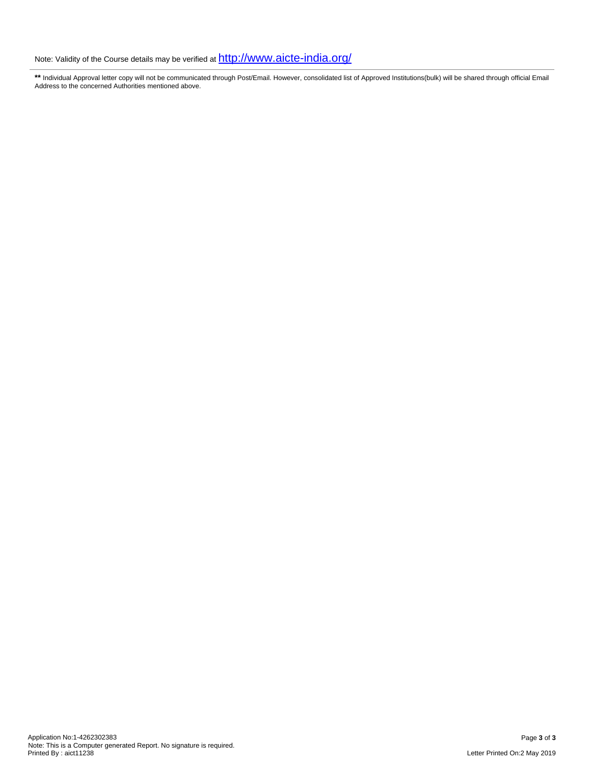Note: Validity of the Course details may be verified at http://www.aicte-india.org/

---

** Individual Approval letter copy will not be communicated through Post/Email. However, consolidated list of Approved Institutions(bulk) will be shared through official Email Address to the concerned Authorities mentioned above.

Application No:1-4262302383
Note: This is a Computer generated Report. No signature is required.
Printed By : aict11238

Letter Printed On:2 May 2019